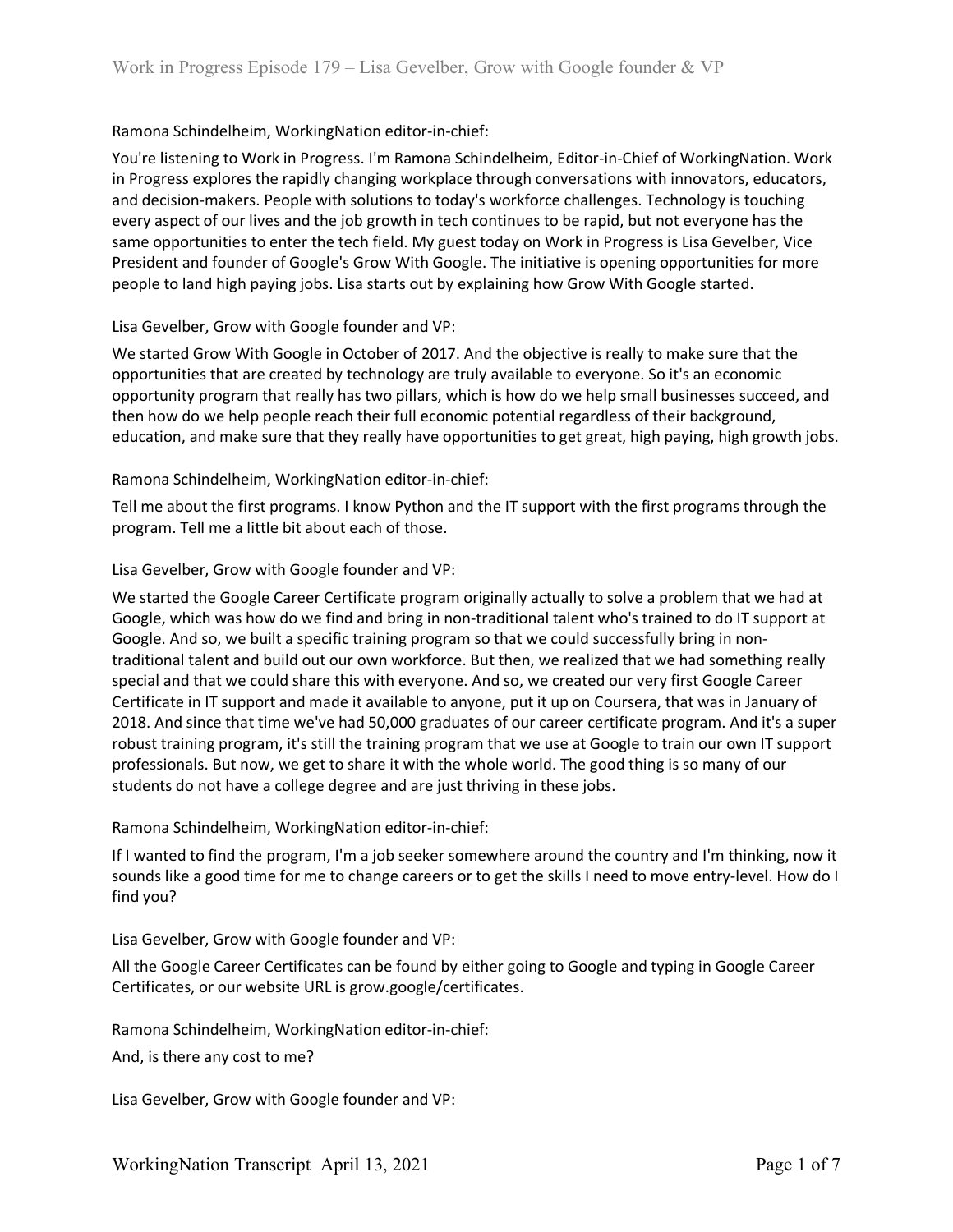Ramona Schindelheim, WorkingNation editor-in-chief:

You're listening to Work in Progress. I'm Ramona Schindelheim, Editor-in-Chief of WorkingNation. Work in Progress explores the rapidly changing workplace through conversations with innovators, educators, and decision-makers. People with solutions to today's workforce challenges. Technology is touching every aspect of our lives and the job growth in tech continues to be rapid, but not everyone has the same opportunities to enter the tech field. My guest today on Work in Progress is Lisa Gevelber, Vice President and founder of Google's Grow With Google. The initiative is opening opportunities for more people to land high paying jobs. Lisa starts out by explaining how Grow With Google started.

Lisa Gevelber, Grow with Google founder and VP:

We started Grow With Google in October of 2017. And the objective is really to make sure that the opportunities that are created by technology are truly available to everyone. So it's an economic opportunity program that really has two pillars, which is how do we help small businesses succeed, and then how do we help people reach their full economic potential regardless of their background, education, and make sure that they really have opportunities to get great, high paying, high growth jobs.

Ramona Schindelheim, WorkingNation editor-in-chief:

Tell me about the first programs. I know Python and the IT support with the first programs through the program. Tell me a little bit about each of those.

Lisa Gevelber, Grow with Google founder and VP:

We started the Google Career Certificate program originally actually to solve a problem that we had at Google, which was how do we find and bring in non-traditional talent who's trained to do IT support at Google. And so, we built a specific training program so that we could successfully bring in non-traditional talent and build out our own workforce. But then, we realized that we had something really special and that we could share this with everyone. And so, we created our very first Google Career Certificate in IT support and made it available to anyone, put it up on Coursera, that was in January of 2018. And since that time we've had 50,000 graduates of our career certificate program. And it's a super robust training program, it's still the training program that we use at Google to train our own IT support professionals. But now, we get to share it with the whole world. The good thing is so many of our students do not have a college degree and are just thriving in these jobs.

Ramona Schindelheim, WorkingNation editor-in-chief:

If I wanted to find the program, I'm a job seeker somewhere around the country and I'm thinking, now it sounds like a good time for me to change careers or to get the skills I need to move entry-level. How do I find you?

Lisa Gevelber, Grow with Google founder and VP:

All the Google Career Certificates can be found by either going to Google and typing in Google Career Certificates, or our website URL is grow.google/certificates.

Ramona Schindelheim, WorkingNation editor-in-chief:

And, is there any cost to me?

Lisa Gevelber, Grow with Google founder and VP: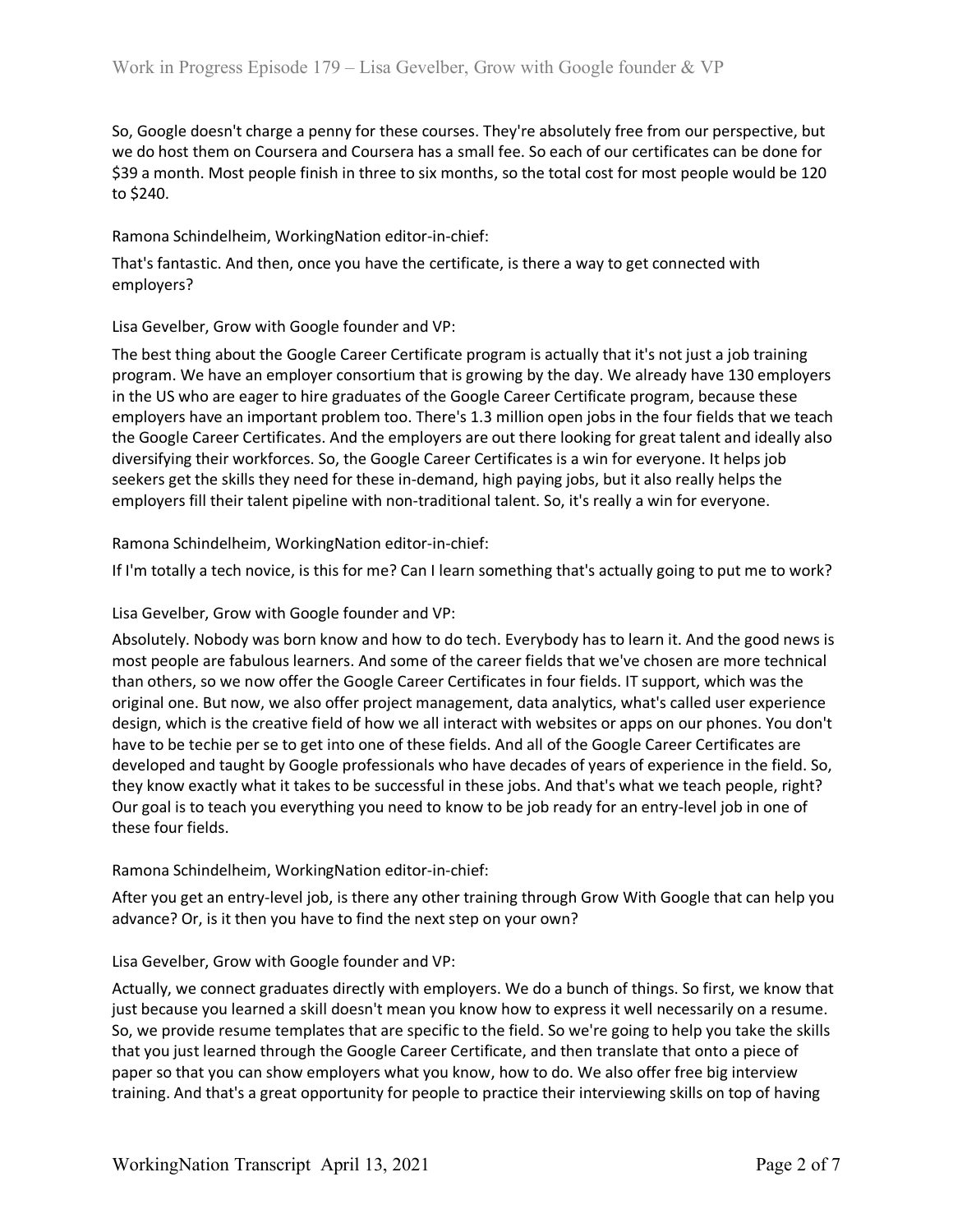So, Google doesn't charge a penny for these courses. They're absolutely free from our perspective, but we do host them on Coursera and Coursera has a small fee. So each of our certificates can be done for $39 a month. Most people finish in three to six months, so the total cost for most people would be 120 to $240.

Ramona Schindelheim, WorkingNation editor-in-chief:

That's fantastic. And then, once you have the certificate, is there a way to get connected with employers?

Lisa Gevelber, Grow with Google founder and VP:

The best thing about the Google Career Certificate program is actually that it's not just a job training program. We have an employer consortium that is growing by the day. We already have 130 employers in the US who are eager to hire graduates of the Google Career Certificate program, because these employers have an important problem too. There's 1.3 million open jobs in the four fields that we teach the Google Career Certificates. And the employers are out there looking for great talent and ideally also diversifying their workforces. So, the Google Career Certificates is a win for everyone. It helps job seekers get the skills they need for these in-demand, high paying jobs, but it also really helps the employers fill their talent pipeline with non-traditional talent. So, it's really a win for everyone.

Ramona Schindelheim, WorkingNation editor-in-chief:

If I'm totally a tech novice, is this for me? Can I learn something that's actually going to put me to work?

Lisa Gevelber, Grow with Google founder and VP:

Absolutely. Nobody was born know and how to do tech. Everybody has to learn it. And the good news is most people are fabulous learners. And some of the career fields that we've chosen are more technical than others, so we now offer the Google Career Certificates in four fields. IT support, which was the original one. But now, we also offer project management, data analytics, what's called user experience design, which is the creative field of how we all interact with websites or apps on our phones. You don't have to be techie per se to get into one of these fields. And all of the Google Career Certificates are developed and taught by Google professionals who have decades of years of experience in the field. So, they know exactly what it takes to be successful in these jobs. And that's what we teach people, right? Our goal is to teach you everything you need to know to be job ready for an entry-level job in one of these four fields.

Ramona Schindelheim, WorkingNation editor-in-chief:

After you get an entry-level job, is there any other training through Grow With Google that can help you advance? Or, is it then you have to find the next step on your own?

Lisa Gevelber, Grow with Google founder and VP:

Actually, we connect graduates directly with employers. We do a bunch of things. So first, we know that just because you learned a skill doesn't mean you know how to express it well necessarily on a resume. So, we provide resume templates that are specific to the field. So we're going to help you take the skills that you just learned through the Google Career Certificate, and then translate that onto a piece of paper so that you can show employers what you know, how to do. We also offer free big interview training. And that's a great opportunity for people to practice their interviewing skills on top of having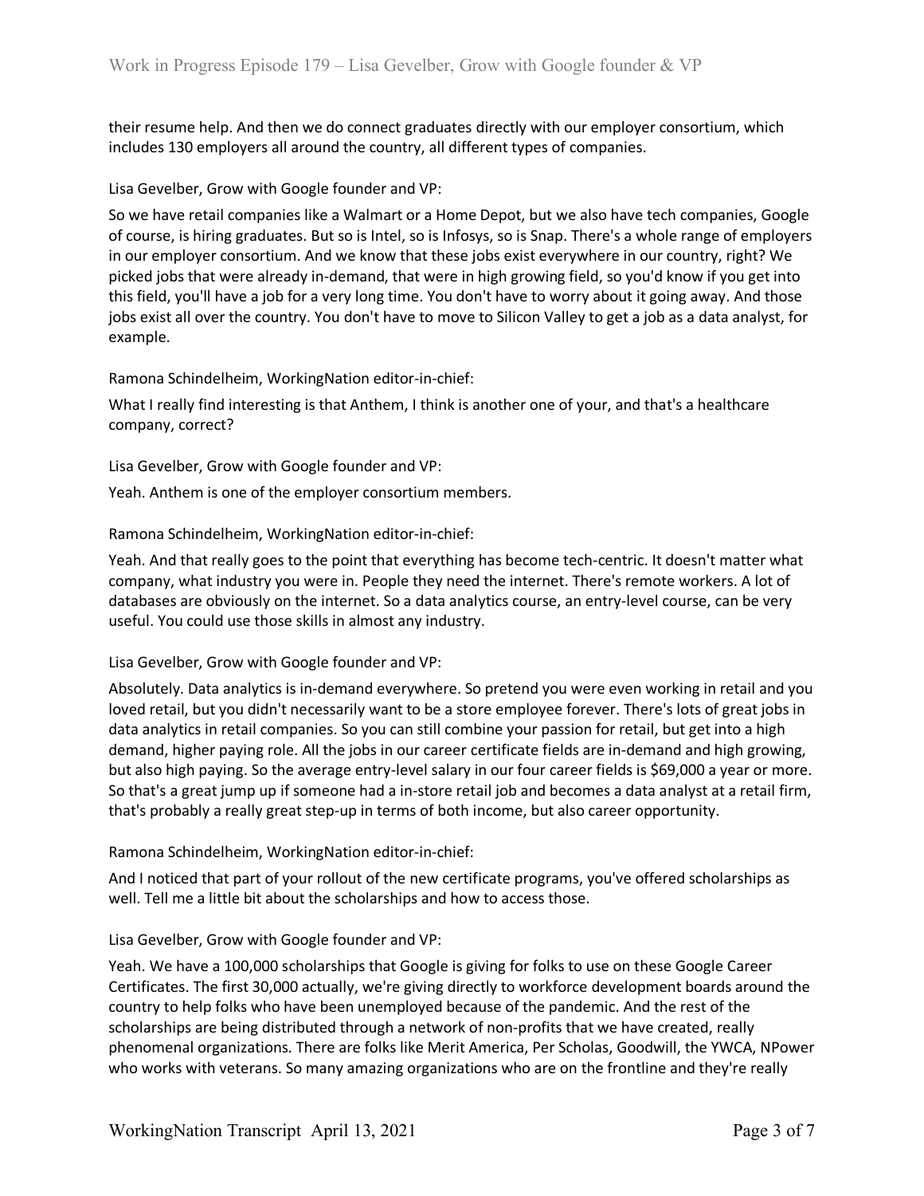their resume help. And then we do connect graduates directly with our employer consortium, which includes 130 employers all around the country, all different types of companies.

Lisa Gevelber, Grow with Google founder and VP:

So we have retail companies like a Walmart or a Home Depot, but we also have tech companies, Google of course, is hiring graduates. But so is Intel, so is Infosys, so is Snap. There's a whole range of employers in our employer consortium. And we know that these jobs exist everywhere in our country, right? We picked jobs that were already in-demand, that were in high growing field, so you'd know if you get into this field, you'll have a job for a very long time. You don't have to worry about it going away. And those jobs exist all over the country. You don't have to move to Silicon Valley to get a job as a data analyst, for example.

Ramona Schindelheim, WorkingNation editor-in-chief:

What I really find interesting is that Anthem, I think is another one of your, and that's a healthcare company, correct?

Lisa Gevelber, Grow with Google founder and VP:

Yeah. Anthem is one of the employer consortium members.

Ramona Schindelheim, WorkingNation editor-in-chief:

Yeah. And that really goes to the point that everything has become tech-centric. It doesn't matter what company, what industry you were in. People they need the internet. There's remote workers. A lot of databases are obviously on the internet. So a data analytics course, an entry-level course, can be very useful. You could use those skills in almost any industry.

Lisa Gevelber, Grow with Google founder and VP:

Absolutely. Data analytics is in-demand everywhere. So pretend you were even working in retail and you loved retail, but you didn't necessarily want to be a store employee forever. There's lots of great jobs in data analytics in retail companies. So you can still combine your passion for retail, but get into a high demand, higher paying role. All the jobs in our career certificate fields are in-demand and high growing, but also high paying. So the average entry-level salary in our four career fields is $69,000 a year or more. So that's a great jump up if someone had a in-store retail job and becomes a data analyst at a retail firm, that's probably a really great step-up in terms of both income, but also career opportunity.

Ramona Schindelheim, WorkingNation editor-in-chief:

And I noticed that part of your rollout of the new certificate programs, you've offered scholarships as well. Tell me a little bit about the scholarships and how to access those.

Lisa Gevelber, Grow with Google founder and VP:

Yeah. We have a 100,000 scholarships that Google is giving for folks to use on these Google Career Certificates. The first 30,000 actually, we're giving directly to workforce development boards around the country to help folks who have been unemployed because of the pandemic. And the rest of the scholarships are being distributed through a network of non-profits that we have created, really phenomenal organizations. There are folks like Merit America, Per Scholas, Goodwill, the YWCA, NPower who works with veterans. So many amazing organizations who are on the frontline and they're really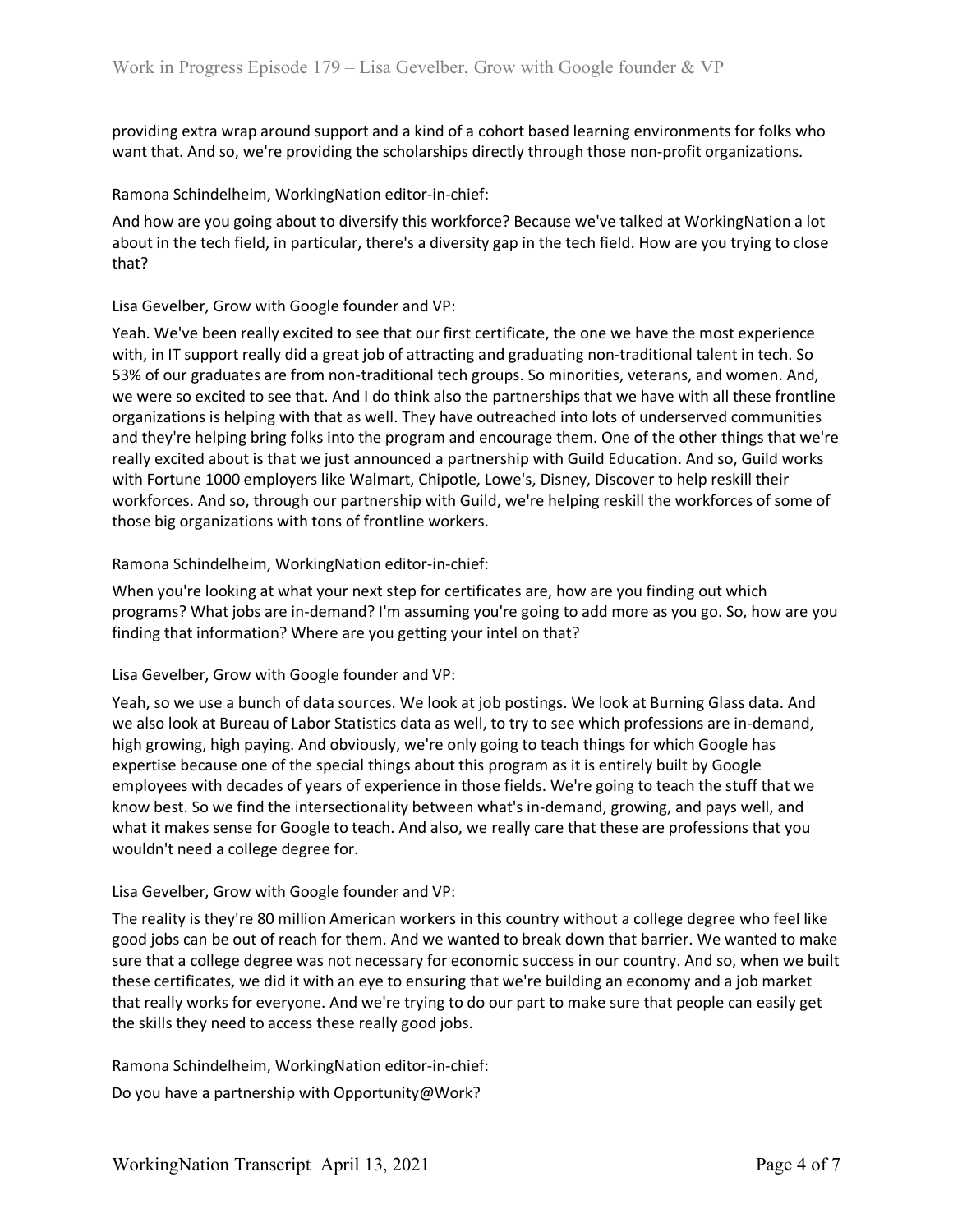providing extra wrap around support and a kind of a cohort based learning environments for folks who want that. And so, we're providing the scholarships directly through those non-profit organizations.

Ramona Schindelheim, WorkingNation editor-in-chief:

And how are you going about to diversify this workforce? Because we've talked at WorkingNation a lot about in the tech field, in particular, there's a diversity gap in the tech field. How are you trying to close that?

Lisa Gevelber, Grow with Google founder and VP:

Yeah. We've been really excited to see that our first certificate, the one we have the most experience with, in IT support really did a great job of attracting and graduating non-traditional talent in tech. So 53% of our graduates are from non-traditional tech groups. So minorities, veterans, and women. And, we were so excited to see that. And I do think also the partnerships that we have with all these frontline organizations is helping with that as well. They have outreached into lots of underserved communities and they're helping bring folks into the program and encourage them. One of the other things that we're really excited about is that we just announced a partnership with Guild Education. And so, Guild works with Fortune 1000 employers like Walmart, Chipotle, Lowe's, Disney, Discover to help reskill their workforces. And so, through our partnership with Guild, we're helping reskill the workforces of some of those big organizations with tons of frontline workers.

Ramona Schindelheim, WorkingNation editor-in-chief:

When you're looking at what your next step for certificates are, how are you finding out which programs? What jobs are in-demand? I'm assuming you're going to add more as you go. So, how are you finding that information? Where are you getting your intel on that?

Lisa Gevelber, Grow with Google founder and VP:

Yeah, so we use a bunch of data sources. We look at job postings. We look at Burning Glass data. And we also look at Bureau of Labor Statistics data as well, to try to see which professions are in-demand, high growing, high paying. And obviously, we're only going to teach things for which Google has expertise because one of the special things about this program as it is entirely built by Google employees with decades of years of experience in those fields. We're going to teach the stuff that we know best. So we find the intersectionality between what's in-demand, growing, and pays well, and what it makes sense for Google to teach. And also, we really care that these are professions that you wouldn't need a college degree for.

Lisa Gevelber, Grow with Google founder and VP:

The reality is they're 80 million American workers in this country without a college degree who feel like good jobs can be out of reach for them. And we wanted to break down that barrier. We wanted to make sure that a college degree was not necessary for economic success in our country. And so, when we built these certificates, we did it with an eye to ensuring that we're building an economy and a job market that really works for everyone. And we're trying to do our part to make sure that people can easily get the skills they need to access these really good jobs.

Ramona Schindelheim, WorkingNation editor-in-chief:

Do you have a partnership with Opportunity@Work?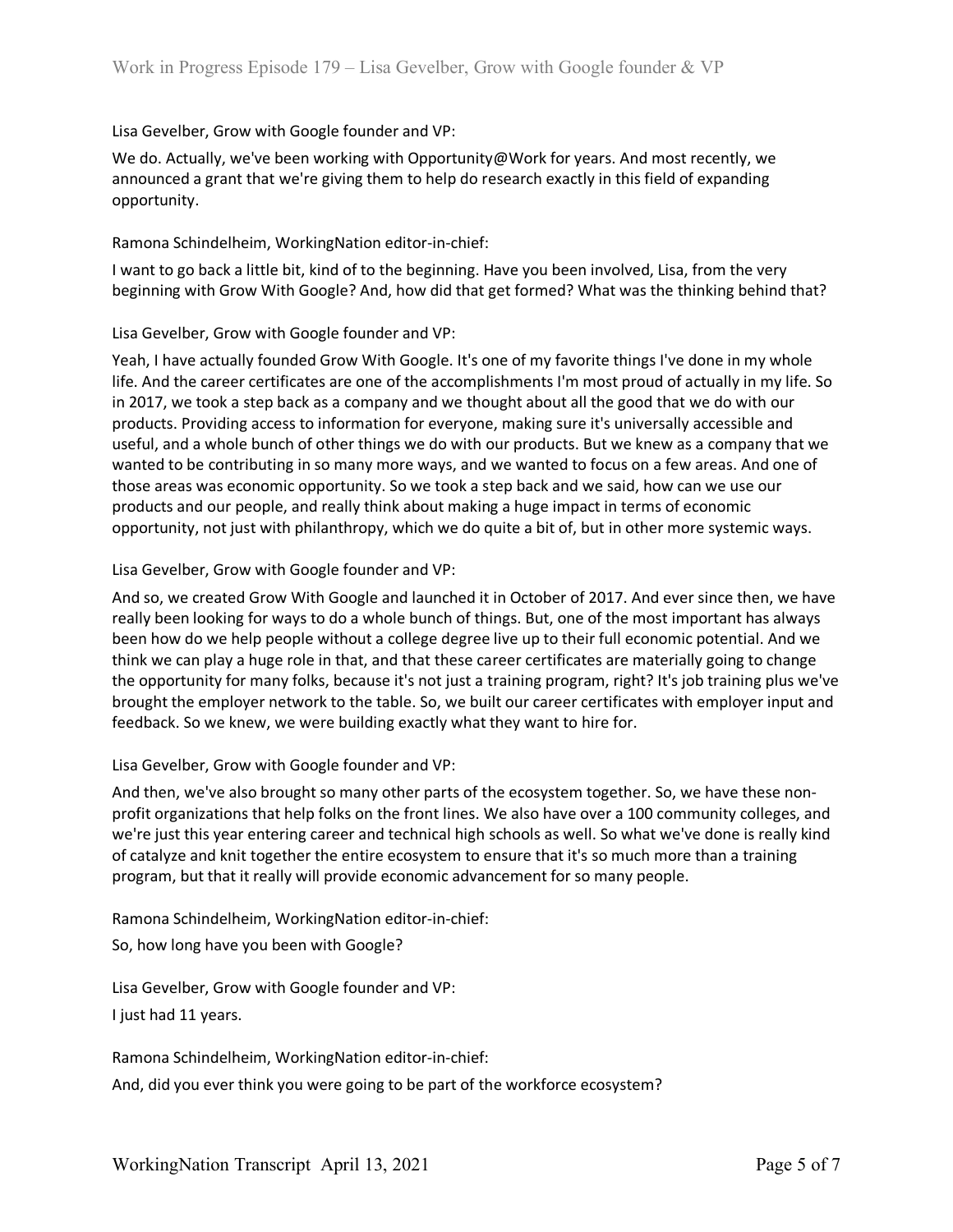Lisa Gevelber, Grow with Google founder and VP:

We do. Actually, we've been working with Opportunity@Work for years. And most recently, we announced a grant that we're giving them to help do research exactly in this field of expanding opportunity.

Ramona Schindelheim, WorkingNation editor-in-chief:

I want to go back a little bit, kind of to the beginning. Have you been involved, Lisa, from the very beginning with Grow With Google? And, how did that get formed? What was the thinking behind that?

Lisa Gevelber, Grow with Google founder and VP:

Yeah, I have actually founded Grow With Google. It's one of my favorite things I've done in my whole life. And the career certificates are one of the accomplishments I'm most proud of actually in my life. So in 2017, we took a step back as a company and we thought about all the good that we do with our products. Providing access to information for everyone, making sure it's universally accessible and useful, and a whole bunch of other things we do with our products. But we knew as a company that we wanted to be contributing in so many more ways, and we wanted to focus on a few areas. And one of those areas was economic opportunity. So we took a step back and we said, how can we use our products and our people, and really think about making a huge impact in terms of economic opportunity, not just with philanthropy, which we do quite a bit of, but in other more systemic ways.

Lisa Gevelber, Grow with Google founder and VP:

And so, we created Grow With Google and launched it in October of 2017. And ever since then, we have really been looking for ways to do a whole bunch of things. But, one of the most important has always been how do we help people without a college degree live up to their full economic potential. And we think we can play a huge role in that, and that these career certificates are materially going to change the opportunity for many folks, because it's not just a training program, right? It's job training plus we've brought the employer network to the table. So, we built our career certificates with employer input and feedback. So we knew, we were building exactly what they want to hire for.

Lisa Gevelber, Grow with Google founder and VP:

And then, we've also brought so many other parts of the ecosystem together. So, we have these non-profit organizations that help folks on the front lines. We also have over a 100 community colleges, and we're just this year entering career and technical high schools as well. So what we've done is really kind of catalyze and knit together the entire ecosystem to ensure that it's so much more than a training program, but that it really will provide economic advancement for so many people.

Ramona Schindelheim, WorkingNation editor-in-chief:

So, how long have you been with Google?

Lisa Gevelber, Grow with Google founder and VP:

I just had 11 years.

Ramona Schindelheim, WorkingNation editor-in-chief:

And, did you ever think you were going to be part of the workforce ecosystem?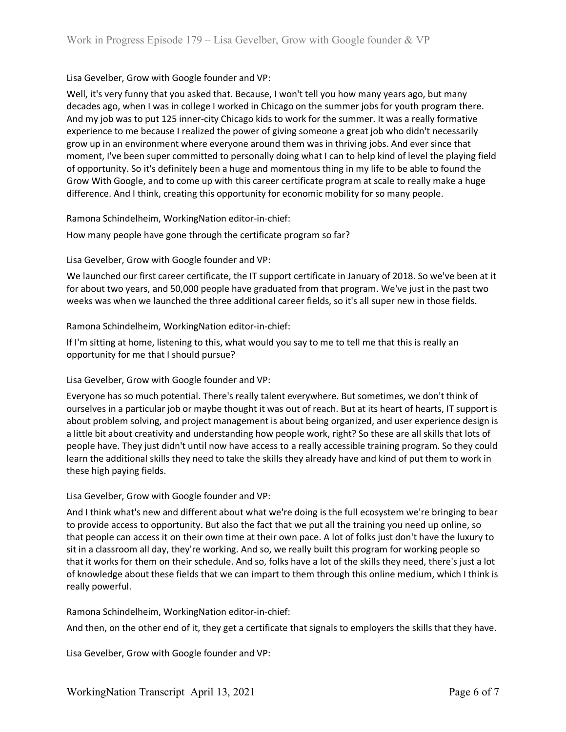Lisa Gevelber, Grow with Google founder and VP:

Well, it's very funny that you asked that. Because, I won't tell you how many years ago, but many decades ago, when I was in college I worked in Chicago on the summer jobs for youth program there. And my job was to put 125 inner-city Chicago kids to work for the summer. It was a really formative experience to me because I realized the power of giving someone a great job who didn't necessarily grow up in an environment where everyone around them was in thriving jobs. And ever since that moment, I've been super committed to personally doing what I can to help kind of level the playing field of opportunity. So it's definitely been a huge and momentous thing in my life to be able to found the Grow With Google, and to come up with this career certificate program at scale to really make a huge difference. And I think, creating this opportunity for economic mobility for so many people.

Ramona Schindelheim, WorkingNation editor-in-chief:

How many people have gone through the certificate program so far?

Lisa Gevelber, Grow with Google founder and VP:

We launched our first career certificate, the IT support certificate in January of 2018. So we've been at it for about two years, and 50,000 people have graduated from that program. We've just in the past two weeks was when we launched the three additional career fields, so it's all super new in those fields.

Ramona Schindelheim, WorkingNation editor-in-chief:

If I'm sitting at home, listening to this, what would you say to me to tell me that this is really an opportunity for me that I should pursue?

Lisa Gevelber, Grow with Google founder and VP:

Everyone has so much potential. There's really talent everywhere. But sometimes, we don't think of ourselves in a particular job or maybe thought it was out of reach. But at its heart of hearts, IT support is about problem solving, and project management is about being organized, and user experience design is a little bit about creativity and understanding how people work, right? So these are all skills that lots of people have. They just didn't until now have access to a really accessible training program. So they could learn the additional skills they need to take the skills they already have and kind of put them to work in these high paying fields.

Lisa Gevelber, Grow with Google founder and VP:

And I think what's new and different about what we're doing is the full ecosystem we're bringing to bear to provide access to opportunity. But also the fact that we put all the training you need up online, so that people can access it on their own time at their own pace. A lot of folks just don't have the luxury to sit in a classroom all day, they're working. And so, we really built this program for working people so that it works for them on their schedule. And so, folks have a lot of the skills they need, there's just a lot of knowledge about these fields that we can impart to them through this online medium, which I think is really powerful.

Ramona Schindelheim, WorkingNation editor-in-chief:

And then, on the other end of it, they get a certificate that signals to employers the skills that they have.

Lisa Gevelber, Grow with Google founder and VP: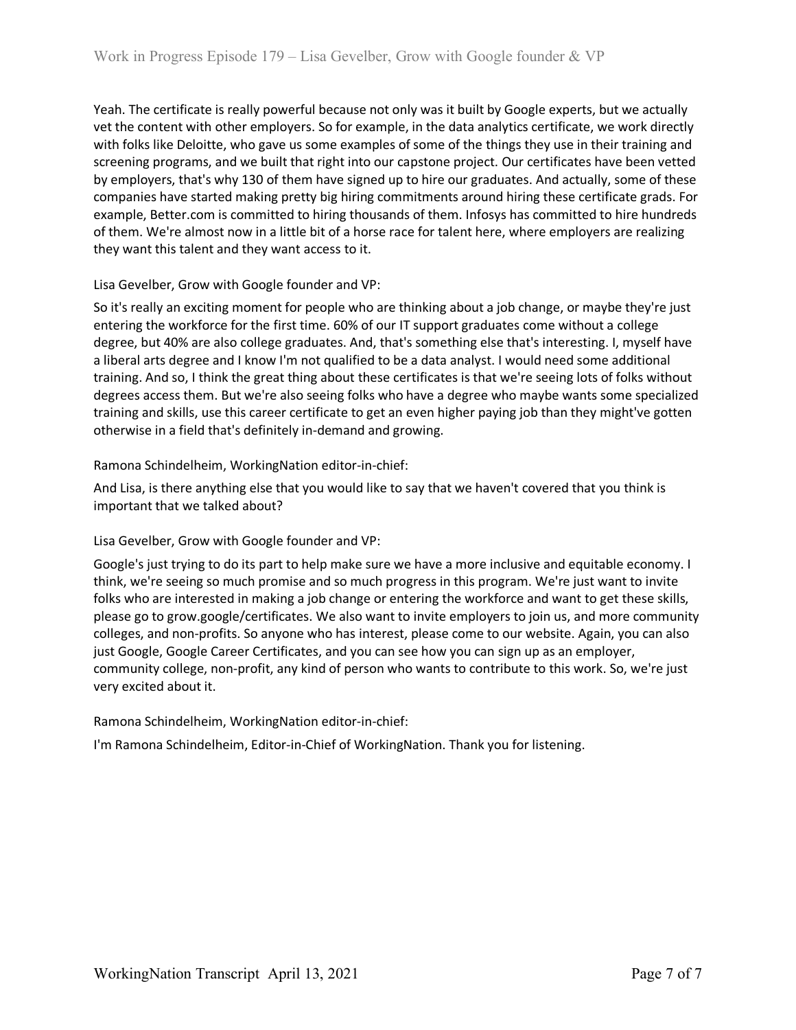Yeah. The certificate is really powerful because not only was it built by Google experts, but we actually vet the content with other employers. So for example, in the data analytics certificate, we work directly with folks like Deloitte, who gave us some examples of some of the things they use in their training and screening programs, and we built that right into our capstone project. Our certificates have been vetted by employers, that's why 130 of them have signed up to hire our graduates. And actually, some of these companies have started making pretty big hiring commitments around hiring these certificate grads. For example, Better.com is committed to hiring thousands of them. Infosys has committed to hire hundreds of them. We're almost now in a little bit of a horse race for talent here, where employers are realizing they want this talent and they want access to it.

Lisa Gevelber, Grow with Google founder and VP:

So it's really an exciting moment for people who are thinking about a job change, or maybe they're just entering the workforce for the first time. 60% of our IT support graduates come without a college degree, but 40% are also college graduates. And, that's something else that's interesting. I, myself have a liberal arts degree and I know I'm not qualified to be a data analyst. I would need some additional training. And so, I think the great thing about these certificates is that we're seeing lots of folks without degrees access them. But we're also seeing folks who have a degree who maybe wants some specialized training and skills, use this career certificate to get an even higher paying job than they might've gotten otherwise in a field that's definitely in-demand and growing.

Ramona Schindelheim, WorkingNation editor-in-chief:

And Lisa, is there anything else that you would like to say that we haven't covered that you think is important that we talked about?

Lisa Gevelber, Grow with Google founder and VP:

Google's just trying to do its part to help make sure we have a more inclusive and equitable economy. I think, we're seeing so much promise and so much progress in this program. We're just want to invite folks who are interested in making a job change or entering the workforce and want to get these skills, please go to grow.google/certificates. We also want to invite employers to join us, and more community colleges, and non-profits. So anyone who has interest, please come to our website. Again, you can also just Google, Google Career Certificates, and you can see how you can sign up as an employer, community college, non-profit, any kind of person who wants to contribute to this work. So, we're just very excited about it.

Ramona Schindelheim, WorkingNation editor-in-chief:

I'm Ramona Schindelheim, Editor-in-Chief of WorkingNation. Thank you for listening.